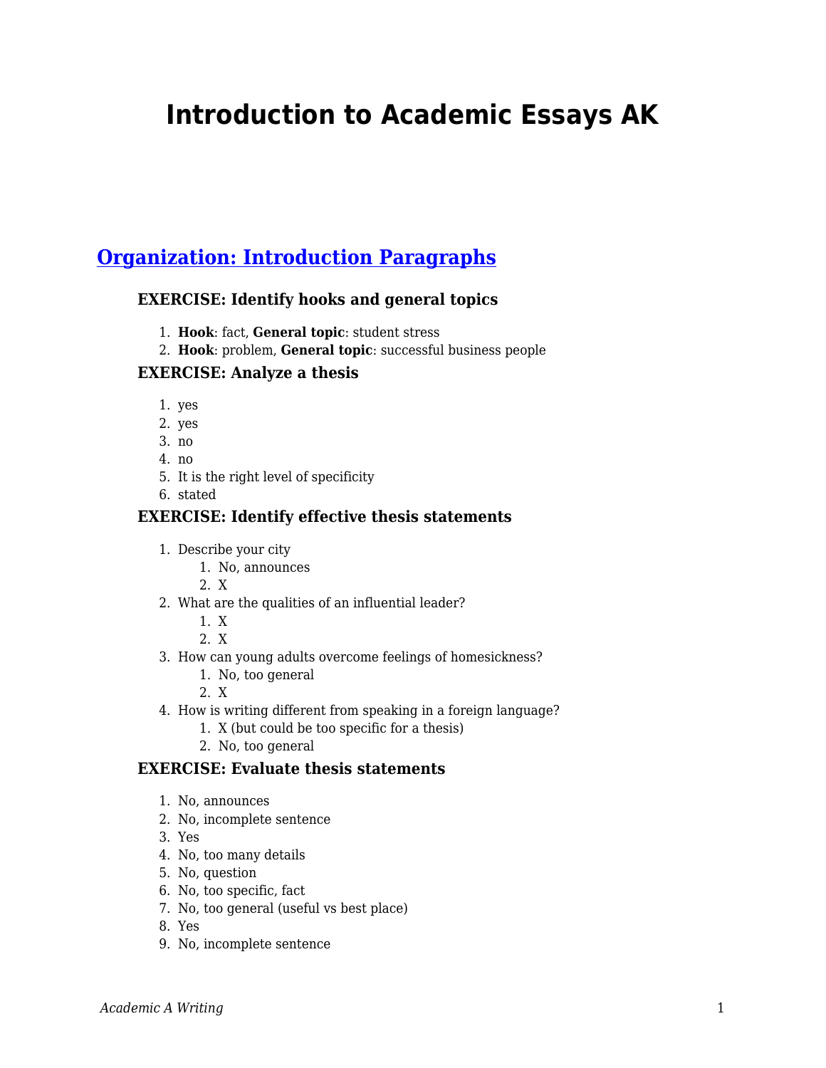# Introduction to Academic Essays AK

## [Organization: Introduction Paragraphs]

### EXERCISE: Identify hooks and general topics

1. **Hook**: fact, **General topic**: student stress
2. **Hook**: problem, **General topic**: successful business people

### EXERCISE: Analyze a thesis

1. yes
2. yes
3. no
4. no
5. It is the right level of specificity
6. stated

### EXERCISE: Identify effective thesis statements

1. Describe your city
   1. No, announces
   2. X
2. What are the qualities of an influential leader?
   1. X
   2. X
3. How can young adults overcome feelings of homesickness?
   1. No, too general
   2. X
4. How is writing different from speaking in a foreign language?
   1. X (but could be too specific for a thesis)
   2. No, too general

### EXERCISE: Evaluate thesis statements

1. No, announces
2. No, incomplete sentence
3. Yes
4. No, too many details
5. No, question
6. No, too specific, fact
7. No, too general (useful vs best place)
8. Yes
9. No, incomplete sentence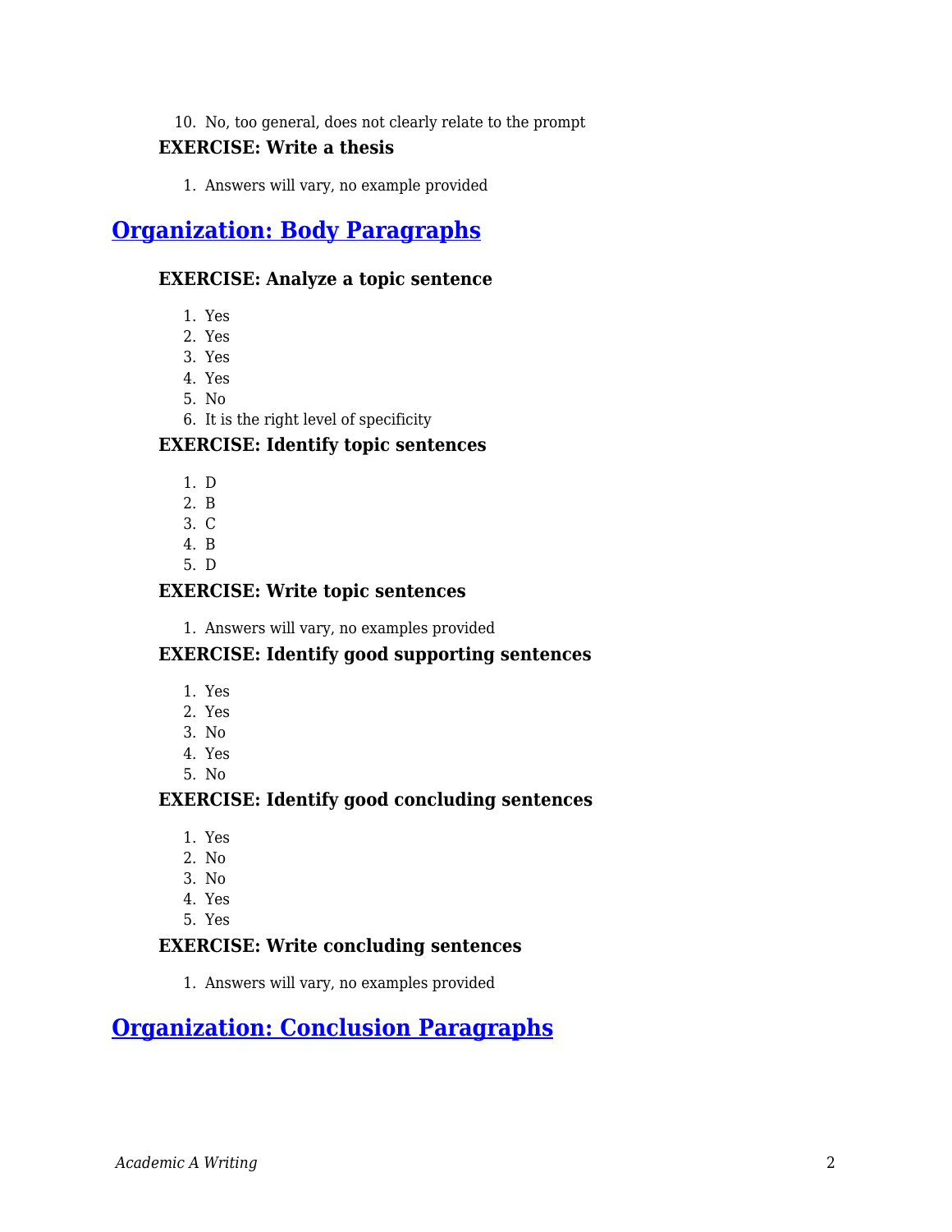10. No, too general, does not clearly relate to the prompt

### EXERCISE: Write a thesis

1. Answers will vary, no example provided

## [Organization: Body Paragraphs]

### EXERCISE: Analyze a topic sentence

1. Yes
2. Yes
3. Yes
4. Yes
5. No
6. It is the right level of specificity

### EXERCISE: Identify topic sentences

1. D
2. B
3. C
4. B
5. D

### EXERCISE: Write topic sentences

1. Answers will vary, no examples provided

### EXERCISE: Identify good supporting sentences

1. Yes
2. Yes
3. No
4. Yes
5. No

### EXERCISE: Identify good concluding sentences

1. Yes
2. No
3. No
4. Yes
5. Yes

### EXERCISE: Write concluding sentences

1. Answers will vary, no examples provided

## [Organization: Conclusion Paragraphs]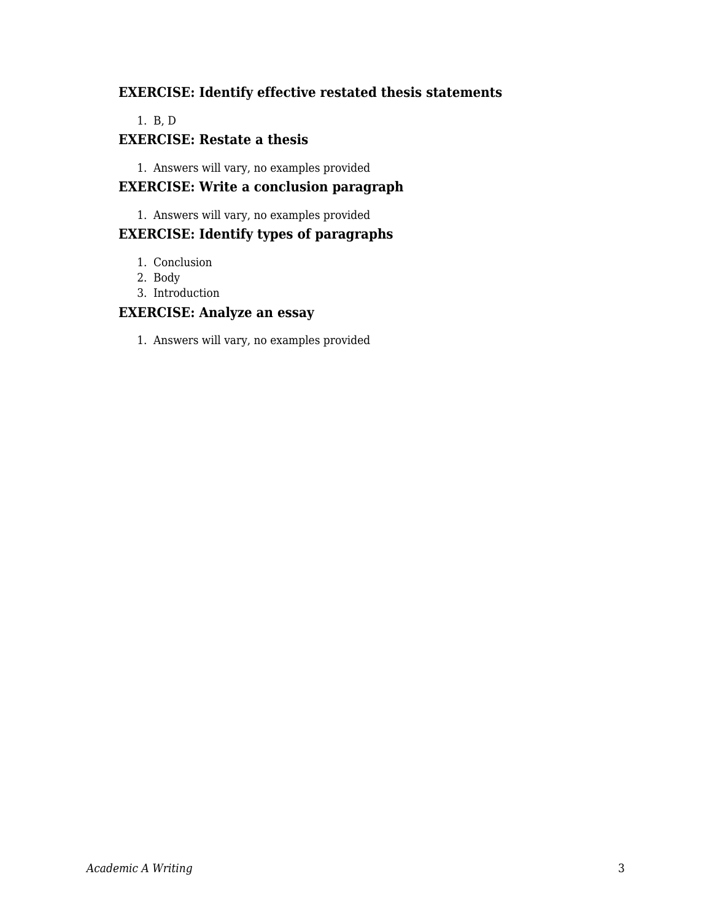## EXERCISE: Identify effective restated thesis statements

1. B, D

## EXERCISE: Restate a thesis

1. Answers will vary, no examples provided

## EXERCISE: Write a conclusion paragraph

1. Answers will vary, no examples provided

## EXERCISE: Identify types of paragraphs

1. Conclusion
2. Body
3. Introduction

## EXERCISE: Analyze an essay

1. Answers will vary, no examples provided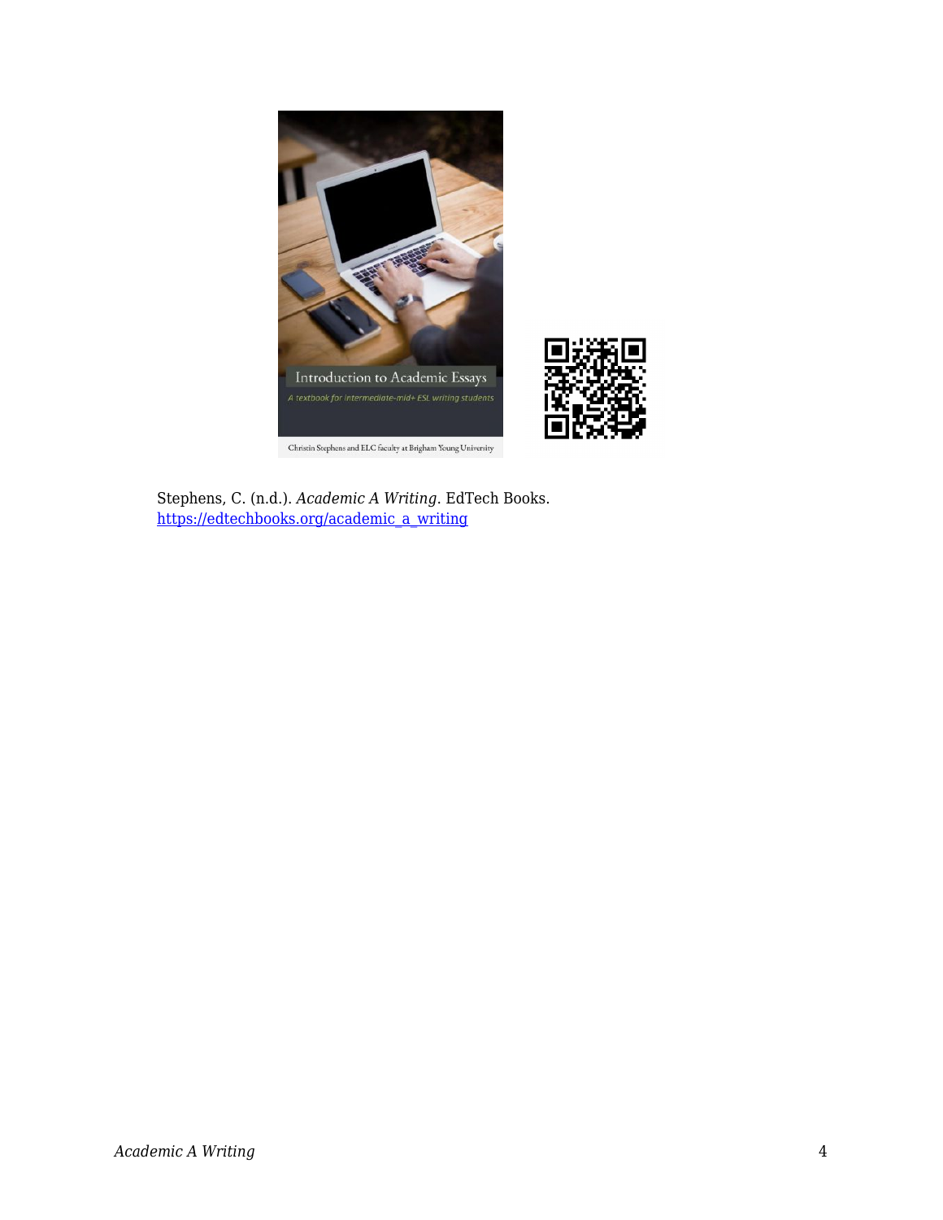Stephens, C. (n.d.). *Academic A Writing*. EdTech Books. https://edtechbooks.org/academic_a_writing